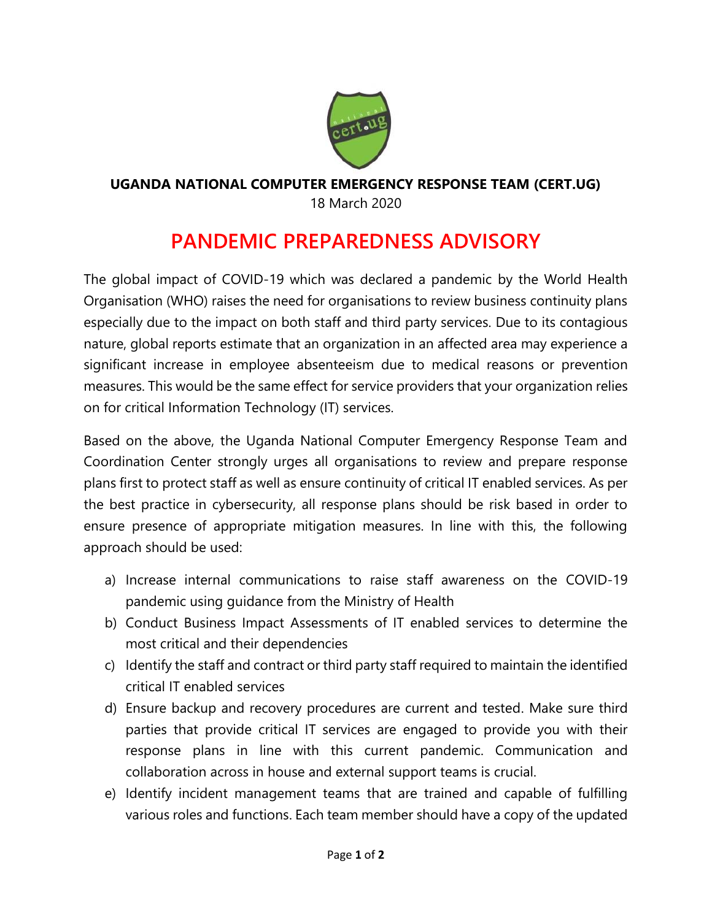**UGANDA NATIONAL COMPUTER EMERGENCY RESPONSE TEAM (CERT.UG)**

18 March 2020

# PANDEMIC PREPAREDNESS ADVISORY

The global impact of COVID-19 which was declared a pandemic by the World Health Organisation (WHO) raises the need for organisations to review business continuity plans especially due to the impact on both staff and third party services. Due to its contagious nature, global reports estimate that an organization in an affected area may experience a significant increase in employee absenteeism due to medical reasons or prevention measures. This would be the same effect for service providers that your organization relies on for critical Information Technology (IT) services.

Based on the above, the Uganda National Computer Emergency Response Team and Coordination Center strongly urges all organisations to review and prepare response plans first to protect staff as well as ensure continuity of critical IT enabled services. As per the best practice in cybersecurity, all response plans should be risk based in order to ensure presence of appropriate mitigation measures. In line with this, the following approach should be used:

a) Increase internal communications to raise staff awareness on the COVID-19 pandemic using guidance from the Ministry of Health
b) Conduct Business Impact Assessments of IT enabled services to determine the most critical and their dependencies
c) Identify the staff and contract or third party staff required to maintain the identified critical IT enabled services
d) Ensure backup and recovery procedures are current and tested. Make sure third parties that provide critical IT services are engaged to provide you with their response plans in line with this current pandemic. Communication and collaboration across in house and external support teams is crucial.
e) Identify incident management teams that are trained and capable of fulfilling various roles and functions. Each team member should have a copy of the updated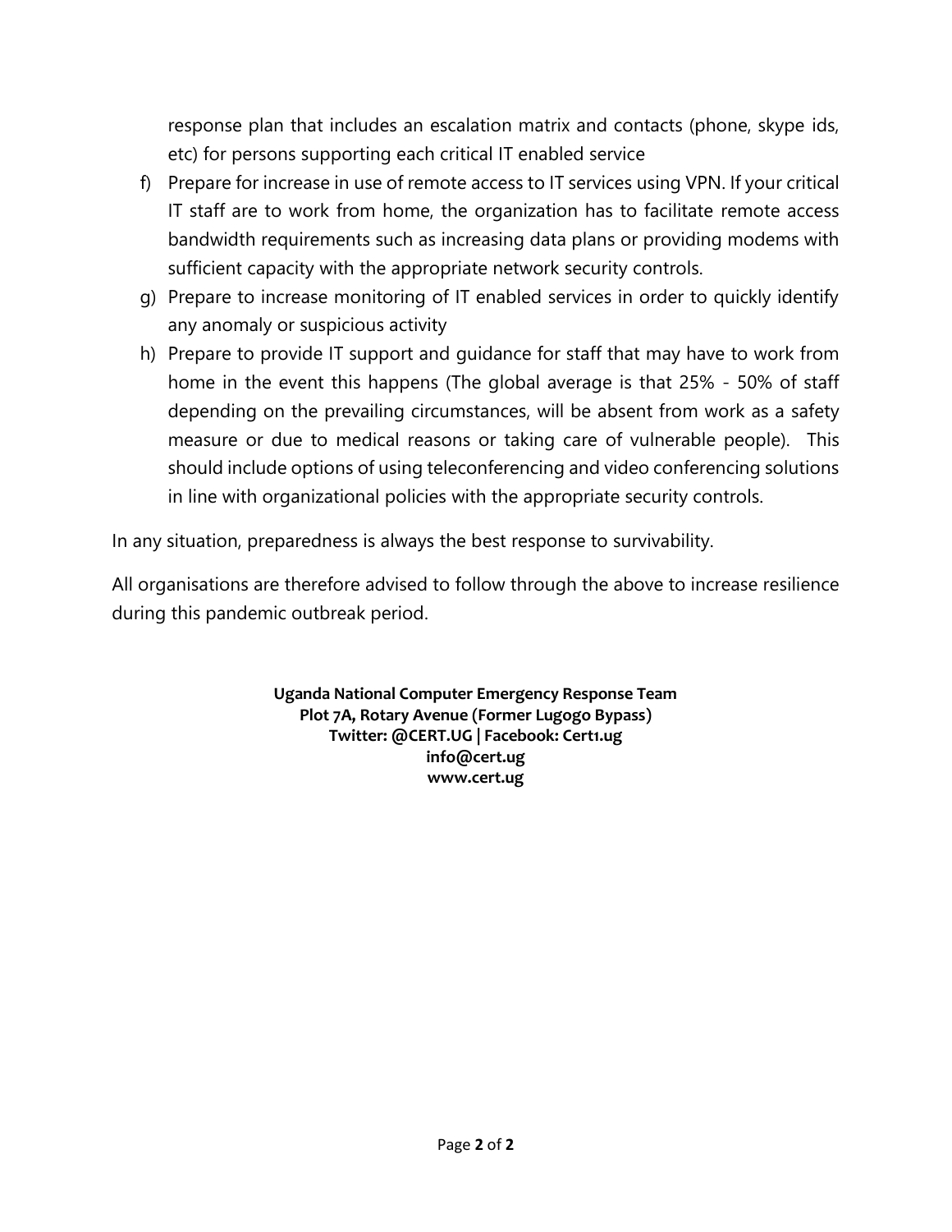response plan that includes an escalation matrix and contacts (phone, skype ids, etc) for persons supporting each critical IT enabled service

f) Prepare for increase in use of remote access to IT services using VPN. If your critical IT staff are to work from home, the organization has to facilitate remote access bandwidth requirements such as increasing data plans or providing modems with sufficient capacity with the appropriate network security controls.
g) Prepare to increase monitoring of IT enabled services in order to quickly identify any anomaly or suspicious activity
h) Prepare to provide IT support and guidance for staff that may have to work from home in the event this happens (The global average is that 25% - 50% of staff depending on the prevailing circumstances, will be absent from work as a safety measure or due to medical reasons or taking care of vulnerable people). This should include options of using teleconferencing and video conferencing solutions in line with organizational policies with the appropriate security controls.

In any situation, preparedness is always the best response to survivability.

All organisations are therefore advised to follow through the above to increase resilience during this pandemic outbreak period.

**Uganda National Computer Emergency Response Team**
**Plot 7A, Rotary Avenue (Former Lugogo Bypass)**
**Twitter: @CERT.UG | Facebook: Cert1.ug**
**info@cert.ug**
**www.cert.ug**